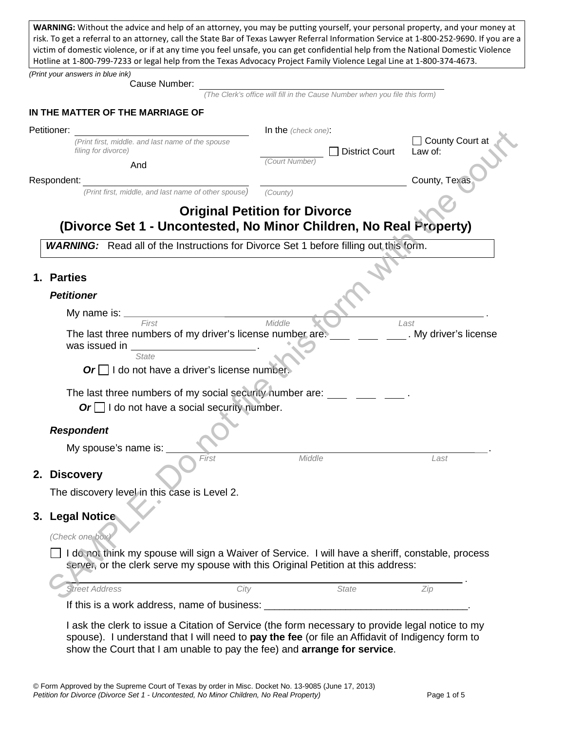**WARNING:** Without the advice and help of an attorney, you may be putting yourself, your personal property, and your money at risk. To get a referral to an attorney, call the State Bar of Texas Lawyer Referral Information Service at 1-800-252-9690. If you are a victim of domestic violence, or if at any time you feel unsafe, you can get confidential help from the National Domestic Violence Hotline at 1-800-799-7233 or legal help from the Texas Advocacy Project Family Violence Legal Line at 1-800-374-4673.

*(Print your answers in blue ink)*

Cause Number: ______________________________
*(The Clerk's office will fill in the Cause Number when you file this form)*

**IN THE MATTER OF THE MARRIAGE OF**

Petitioner: ______________________________
*(Print first, middle. and last name of the spouse filing for divorce)*

And

Respondent: ______________________________
*(Print first, middle, and last name of other spouse)*

In the *(check one)*:

______________ *(Court Number)* ☐ District Court ☐ County Court at Law of:

______________________ *(County)* County, Texas

SAMPLE. Do not file this form with the court

# Original Petition for Divorce
# (Divorce Set 1 - Uncontested, No Minor Children, No Real Property)

***WARNING:*** Read all of the Instructions for Divorce Set 1 before filling out this form.

## 1. Parties

### *Petitioner*

My name is: ______________ ______________ ______________ .
*First* *Middle* *Last*

The last three numbers of my driver's license number are: ___ ___ ___ . My driver's license was issued in ______________________ .
*State*

***Or*** ☐ I do not have a driver's license number.

The last three numbers of my social security number are: ___ ___ ___ .

***Or*** ☐ I do not have a social security number.

### *Respondent*

My spouse's name is: ______________ ______________ ______________ .
*First* *Middle* *Last*

## 2. Discovery

The discovery level in this case is Level 2.

## 3. Legal Notice

*(Check one box)*

☐ I do not think my spouse will sign a Waiver of Service. I will have a sheriff, constable, process server, or the clerk serve my spouse with this Original Petition at this address:

______________ ______________ ______________ ______________ .
*Street Address* *City* *State* *Zip*

If this is a work address, name of business: ______________________________.

I ask the clerk to issue a Citation of Service (the form necessary to provide legal notice to my spouse). I understand that I will need to **pay the fee** (or file an Affidavit of Indigency form to show the Court that I am unable to pay the fee) and **arrange for service**.

© Form Approved by the Supreme Court of Texas by order in Misc. Docket No. 13-9085 (June 17, 2013)
*Petition for Divorce (Divorce Set 1 - Uncontested, No Minor Children, No Real Property)*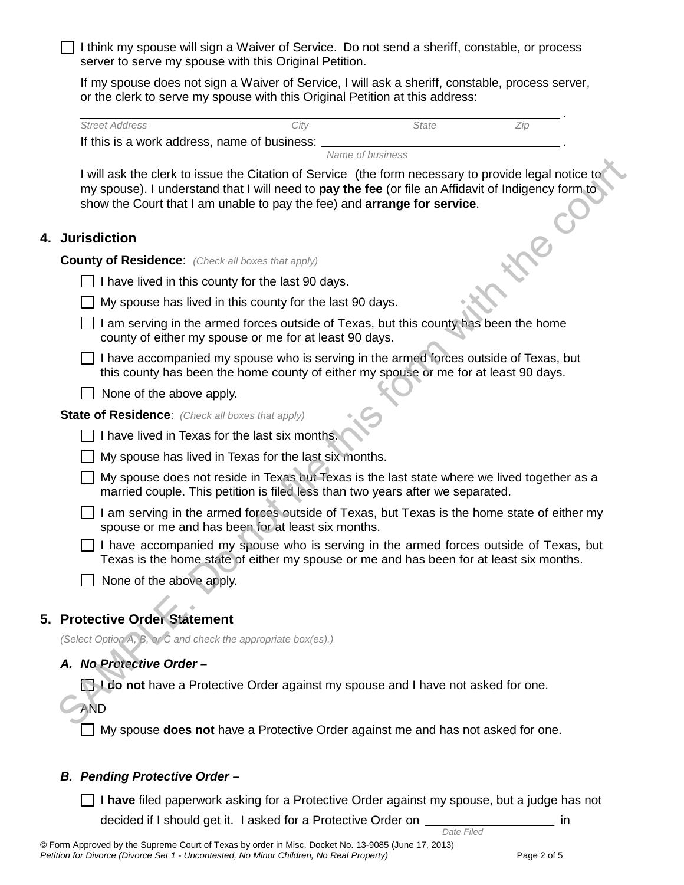- [ ] I think my spouse will sign a Waiver of Service. Do not send a sheriff, constable, or process server to serve my spouse with this Original Petition.

  If my spouse does not sign a Waiver of Service, I will ask a sheriff, constable, process server, or the clerk to serve my spouse with this Original Petition at this address:

  ______________________________________________________________________ .
  *Street Address* *City* *State* *Zip*

  If this is a work address, name of business: ______________________________ .
  *Name of business*

  I will ask the clerk to issue the Citation of Service (the form necessary to provide legal notice to my spouse). I understand that I will need to **pay the fee** (or file an Affidavit of Indigency form to show the Court that I am unable to pay the fee) and **arrange for service**.

## 4. Jurisdiction

**County of Residence**: *(Check all boxes that apply)*

- [ ] I have lived in this county for the last 90 days.
- [ ] My spouse has lived in this county for the last 90 days.
- [ ] I am serving in the armed forces outside of Texas, but this county has been the home county of either my spouse or me for at least 90 days.
- [ ] I have accompanied my spouse who is serving in the armed forces outside of Texas, but this county has been the home county of either my spouse or me for at least 90 days.
- [ ] None of the above apply.

**State of Residence**: *(Check all boxes that apply)*

- [ ] I have lived in Texas for the last six months.
- [ ] My spouse has lived in Texas for the last six months.
- [ ] My spouse does not reside in Texas but Texas is the last state where we lived together as a married couple. This petition is filed less than two years after we separated.
- [ ] I am serving in the armed forces outside of Texas, but Texas is the home state of either my spouse or me and has been for at least six months.
- [ ] I have accompanied my spouse who is serving in the armed forces outside of Texas, but Texas is the home state of either my spouse or me and has been for at least six months.
- [ ] None of the above apply.

## 5. Protective Order Statement

*(Select Option A, B, or C and check the appropriate box(es).)*

### *A. No Protective Order –*

- [ ] I **do not** have a Protective Order against my spouse and I have not asked for one.

AND

- [ ] My spouse **does not** have a Protective Order against me and has not asked for one.

### *B. Pending Protective Order –*

- [ ] I **have** filed paperwork asking for a Protective Order against my spouse, but a judge has not decided if I should get it. I asked for a Protective Order on ____________________ in
  *Date Filed*

© Form Approved by the Supreme Court of Texas by order in Misc. Docket No. 13-9085 (June 17, 2013)
*Petition for Divorce (Divorce Set 1 - Uncontested, No Minor Children, No Real Property)*

SAMPLE. Do not file this form with the court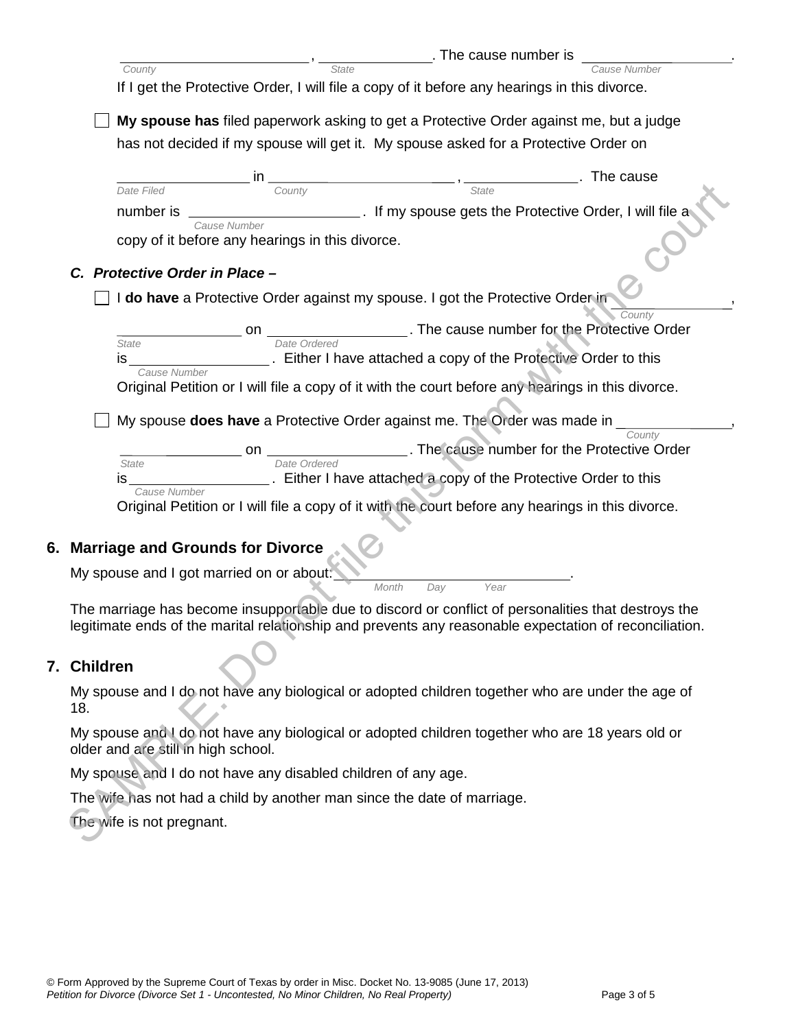\_\_\_\_\_\_\_\_\_\_\_\_\_\_\_\_\_\_\_\_\_\_\_\_ , \_\_\_\_\_\_\_\_\_\_\_\_\_\_\_\_. The cause number is \_\_\_\_\_\_\_\_\_\_\_\_\_\_\_\_\_\_\_\_.
*County* *State* *Cause Number*

If I get the Protective Order, I will file a copy of it before any hearings in this divorce.

☐ **My spouse has** filed paperwork asking to get a Protective Order against me, but a judge has not decided if my spouse will get it. My spouse asked for a Protective Order on

\_\_\_\_\_\_\_\_\_\_\_\_\_\_\_\_\_\_ in \_\_\_\_\_\_\_\_\_\_\_\_\_\_\_\_\_\_\_\_\_\_\_\_\_\_\_\_\_ , \_\_\_\_\_\_\_\_\_\_\_\_\_\_\_\_. The cause
*Date Filed* *County* *State*

number is \_\_\_\_\_\_\_\_\_\_\_\_\_\_\_\_\_\_\_\_\_\_\_\_. If my spouse gets the Protective Order, I will file a
*Cause Number*

copy of it before any hearings in this divorce.

***C. Protective Order in Place –***

☐ I **do have** a Protective Order against my spouse. I got the Protective Order in \_\_\_\_\_\_\_\_\_\_\_\_\_\_\_\_,
*County*

\_\_\_\_\_\_\_\_\_\_\_\_\_\_\_\_\_\_ on \_\_\_\_\_\_\_\_\_\_\_\_\_\_\_\_\_\_\_\_. The cause number for the Protective Order
*State* *Date Ordered*

is \_\_\_\_\_\_\_\_\_\_\_\_\_\_\_\_\_\_\_\_. Either I have attached a copy of the Protective Order to this
*Cause Number*

Original Petition or I will file a copy of it with the court before any hearings in this divorce.

☐ My spouse **does have** a Protective Order against me. The Order was made in \_\_\_\_\_\_\_\_\_\_\_\_\_\_\_\_,
*County*

\_\_\_\_\_\_\_\_\_\_\_\_\_\_\_\_\_\_ on \_\_\_\_\_\_\_\_\_\_\_\_\_\_\_\_\_\_\_\_. The cause number for the Protective Order
*State* *Date Ordered*

is \_\_\_\_\_\_\_\_\_\_\_\_\_\_\_\_\_\_\_\_. Either I have attached a copy of the Protective Order to this
*Cause Number*

Original Petition or I will file a copy of it with the court before any hearings in this divorce.

## 6. Marriage and Grounds for Divorce

My spouse and I got married on or about: \_\_\_\_\_\_\_\_\_\_\_\_\_\_\_\_\_\_\_\_\_\_\_\_\_\_\_\_\_\_\_\_.
*Month Day Year*

The marriage has become insupportable due to discord or conflict of personalities that destroys the legitimate ends of the marital relationship and prevents any reasonable expectation of reconciliation.

## 7. Children

My spouse and I do not have any biological or adopted children together who are under the age of 18.

My spouse and I do not have any biological or adopted children together who are 18 years old or older and are still in high school.

My spouse and I do not have any disabled children of any age.

The wife has not had a child by another man since the date of marriage.

The wife is not pregnant.

© Form Approved by the Supreme Court of Texas by order in Misc. Docket No. 13-9085 (June 17, 2013)
*Petition for Divorce (Divorce Set 1 - Uncontested, No Minor Children, No Real Property)*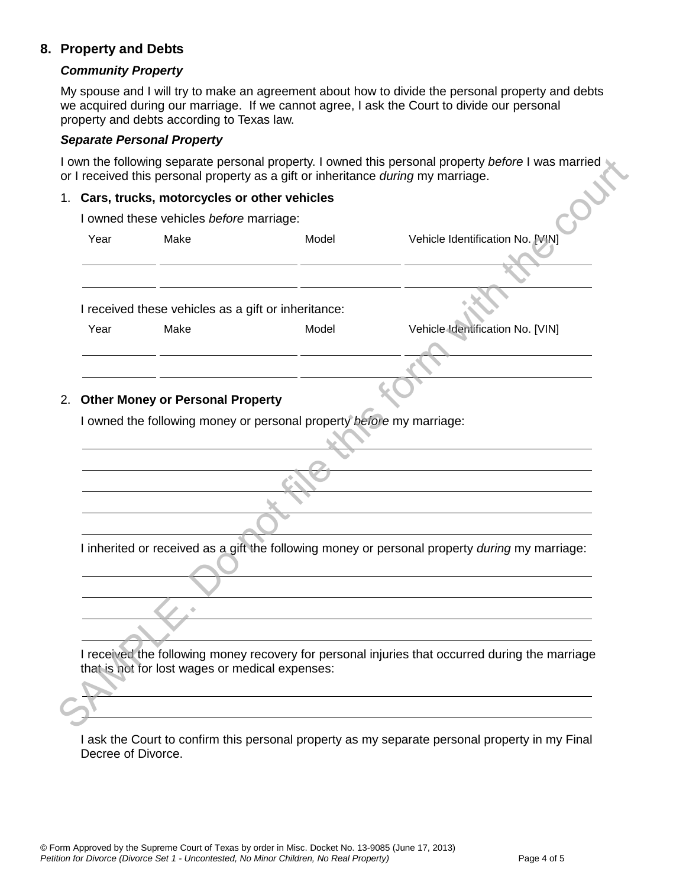## 8. Property and Debts

### *Community Property*

My spouse and I will try to make an agreement about how to divide the personal property and debts we acquired during our marriage. If we cannot agree, I ask the Court to divide our personal property and debts according to Texas law.

### *Separate Personal Property*

I own the following separate personal property. I owned this personal property *before* I was married or I received this personal property as a gift or inheritance *during* my marriage.

1. **Cars, trucks, motorcycles or other vehicles**

   I owned these vehicles *before* marriage:

| Year | Make | Model | Vehicle Identification No. [VIN] |
|---|---|---|---|
| | | | |
| | | | |

   I received these vehicles as a gift or inheritance:

| Year | Make | Model | Vehicle Identification No. [VIN] |
|---|---|---|---|
| | | | |
| | | | |

2. **Other Money or Personal Property**

   I owned the following money or personal property *before* my marriage:

   ______________________________________________________________________

   ______________________________________________________________________

   ______________________________________________________________________

   ______________________________________________________________________

   ______________________________________________________________________

   I inherited or received as a gift the following money or personal property *during* my marriage:

   ______________________________________________________________________

   ______________________________________________________________________

   ______________________________________________________________________

   ______________________________________________________________________

   I received the following money recovery for personal injuries that occurred during the marriage that is not for lost wages or medical expenses:

   ______________________________________________________________________

   ______________________________________________________________________

   I ask the Court to confirm this personal property as my separate personal property in my Final Decree of Divorce.

SAMPLE. Do not file this form with the court

© Form Approved by the Supreme Court of Texas by order in Misc. Docket No. 13-9085 (June 17, 2013)
*Petition for Divorce (Divorce Set 1 - Uncontested, No Minor Children, No Real Property)*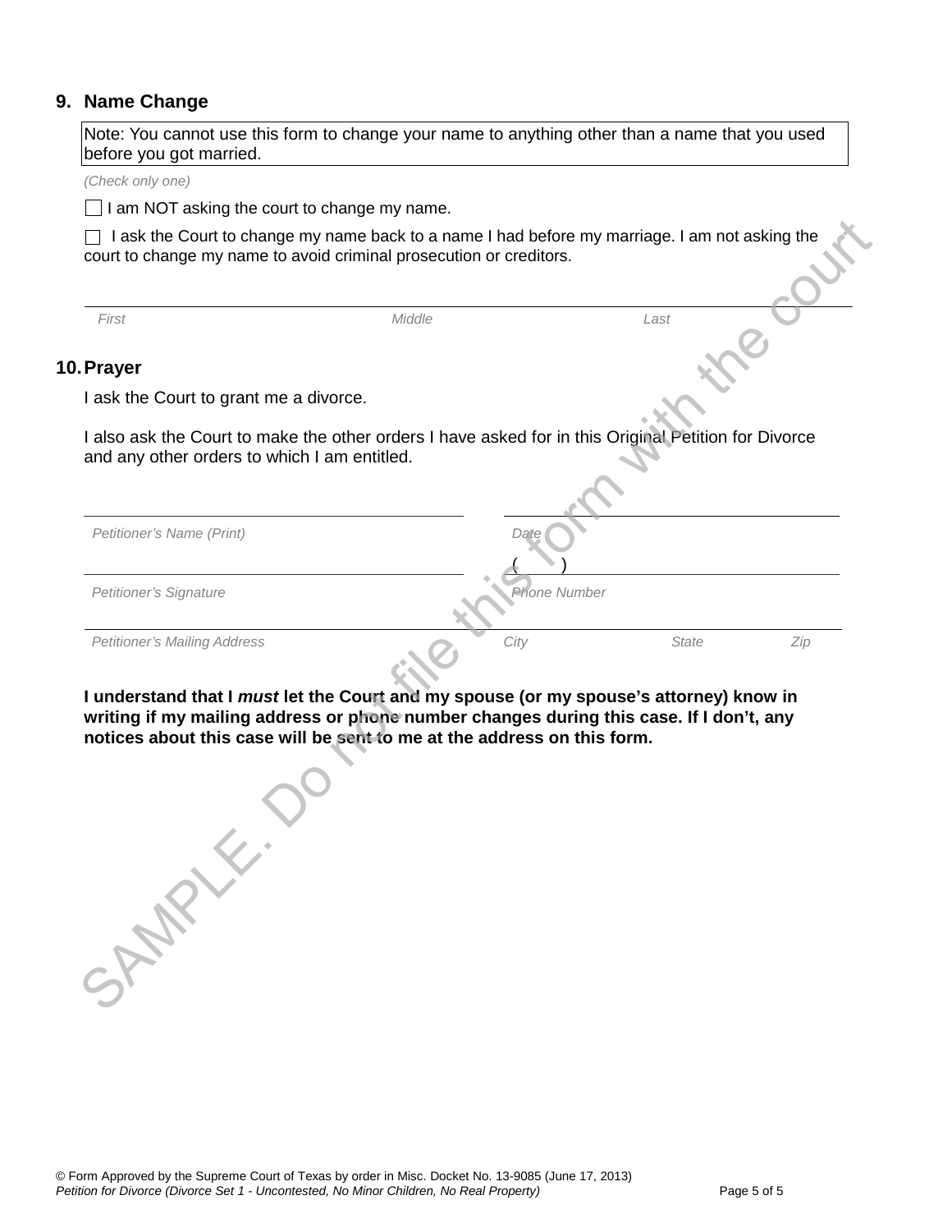## 9. Name Change

Note: You cannot use this form to change your name to anything other than a name that you used before you got married.

*(Check only one)*

☐ I am NOT asking the court to change my name.

☐ I ask the Court to change my name back to a name I had before my marriage. I am not asking the court to change my name to avoid criminal prosecution or creditors.

______________________________________________________________________

*First* *Middle* *Last*

## 10. Prayer

I ask the Court to grant me a divorce.

I also ask the Court to make the other orders I have asked for in this Original Petition for Divorce and any other orders to which I am entitled.

| | |
|---|---|
| ______________________________ | ______________________________ |
| *Petitioner's Name (Print)* | *Date* |
| ______________________________ | (     ) ______________________________ |
| *Petitioner's Signature* | *Phone Number* |

______________________________________________________________________

*Petitioner's Mailing Address* *City* *State* *Zip*

**I understand that I *must* let the Court and my spouse (or my spouse's attorney) know in writing if my mailing address or phone number changes during this case. If I don't, any notices about this case will be sent to me at the address on this form.**

SAMPLE. Do not file this form with the court

© Form Approved by the Supreme Court of Texas by order in Misc. Docket No. 13-9085 (June 17, 2013)
*Petition for Divorce (Divorce Set 1 - Uncontested, No Minor Children, No Real Property)*